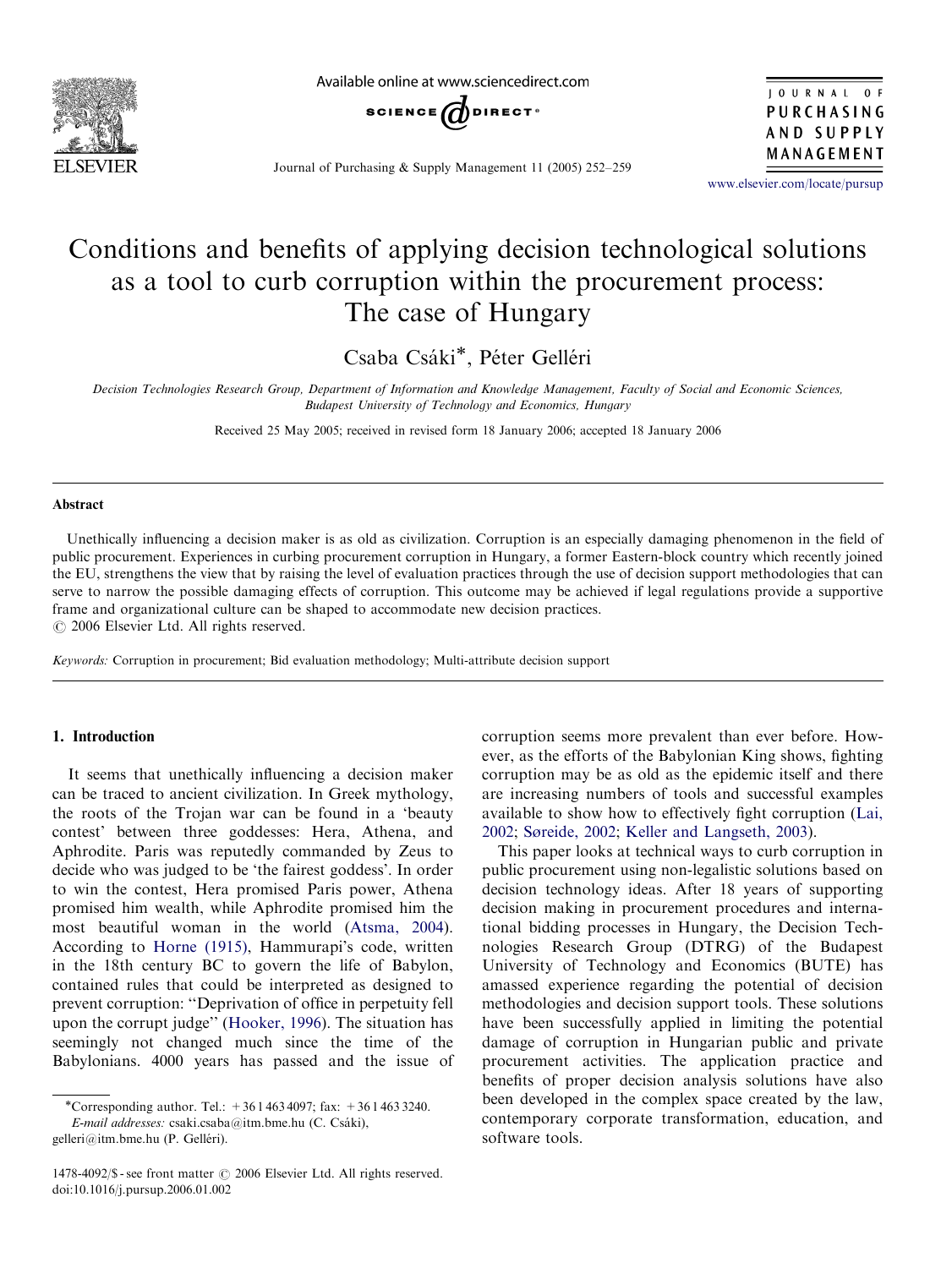# Conditions and benefits of applying decision technological solutions as a tool to curb corruption within the procurement process: The case of Hungary

Csaba Csáki*, Péter Gelléri

*Decision Technologies Research Group, Department of Information and Knowledge Management, Faculty of Social and Economic Sciences, Budapest University of Technology and Economics, Hungary*

Received 25 May 2005; received in revised form 18 January 2006; accepted 18 January 2006

## Abstract

Unethically influencing a decision maker is as old as civilization. Corruption is an especially damaging phenomenon in the field of public procurement. Experiences in curbing procurement corruption in Hungary, a former Eastern-block country which recently joined the EU, strengthens the view that by raising the level of evaluation practices through the use of decision support methodologies that can serve to narrow the possible damaging effects of corruption. This outcome may be achieved if legal regulations provide a supportive frame and organizational culture can be shaped to accommodate new decision practices.

© 2006 Elsevier Ltd. All rights reserved.

*Keywords:* Corruption in procurement; Bid evaluation methodology; Multi-attribute decision support

## 1. Introduction

It seems that unethically influencing a decision maker can be traced to ancient civilization. In Greek mythology, the roots of the Trojan war can be found in a 'beauty contest' between three goddesses: Hera, Athena, and Aphrodite. Paris was reputedly commanded by Zeus to decide who was judged to be 'the fairest goddess'. In order to win the contest, Hera promised Paris power, Athena promised him wealth, while Aphrodite promised him the most beautiful woman in the world (Atsma, 2004). According to Horne (1915), Hammurapi's code, written in the 18th century BC to govern the life of Babylon, contained rules that could be interpreted as designed to prevent corruption: "Deprivation of office in perpetuity fell upon the corrupt judge" (Hooker, 1996). The situation has seemingly not changed much since the time of the Babylonians. 4000 years has passed and the issue of corruption seems more prevalent than ever before. However, as the efforts of the Babylonian King shows, fighting corruption may be as old as the epidemic itself and there are increasing numbers of tools and successful examples available to show how to effectively fight corruption (Lai, 2002; Søreide, 2002; Keller and Langseth, 2003).

This paper looks at technical ways to curb corruption in public procurement using non-legalistic solutions based on decision technology ideas. After 18 years of supporting decision making in procurement procedures and international bidding processes in Hungary, the Decision Technologies Research Group (DTRG) of the Budapest University of Technology and Economics (BUTE) has amassed experience regarding the potential of decision methodologies and decision support tools. These solutions have been successfully applied in limiting the potential damage of corruption in Hungarian public and private procurement activities. The application practice and benefits of proper decision analysis solutions have also been developed in the complex space created by the law, contemporary corporate transformation, education, and software tools.

*Corresponding author. Tel.: +36 1 463 4097; fax: +36 1 463 3240.
*E-mail addresses:* csaki.csaba@itm.bme.hu (C. Csáki), gelleri@itm.bme.hu (P. Gelléri).

1478-4092/$ - see front matter © 2006 Elsevier Ltd. All rights reserved.
doi:10.1016/j.pursup.2006.01.002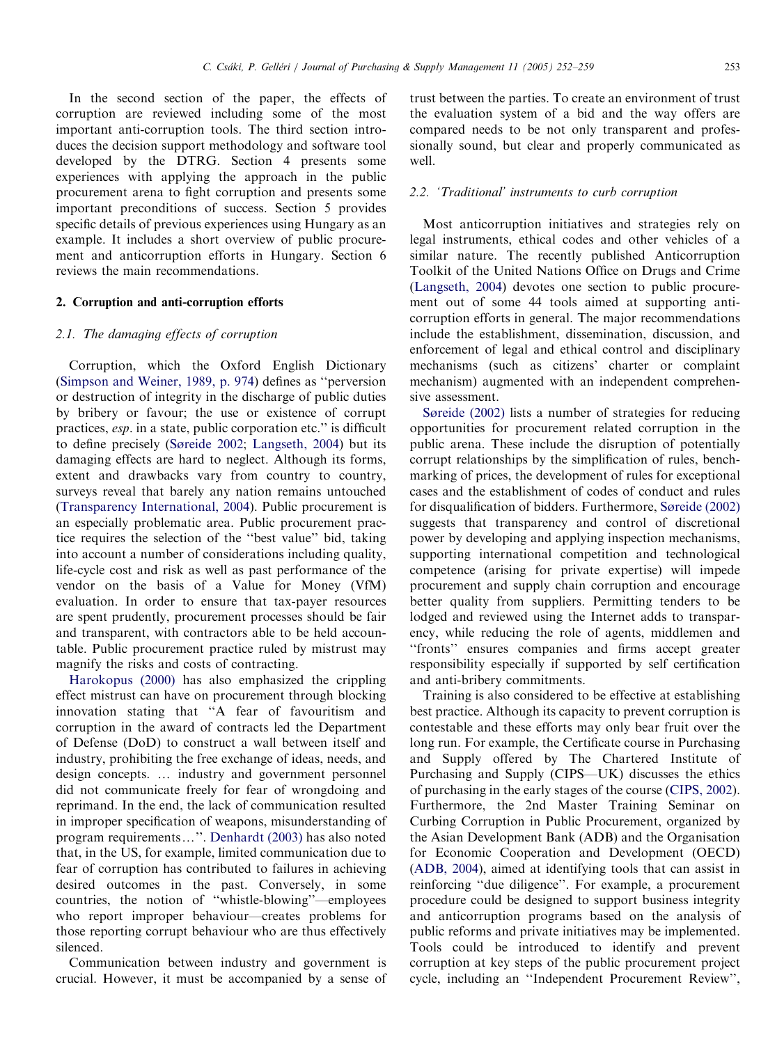In the second section of the paper, the effects of corruption are reviewed including some of the most important anti-corruption tools. The third section introduces the decision support methodology and software tool developed by the DTRG. Section 4 presents some experiences with applying the approach in the public procurement arena to fight corruption and presents some important preconditions of success. Section 5 provides specific details of previous experiences using Hungary as an example. It includes a short overview of public procurement and anticorruption efforts in Hungary. Section 6 reviews the main recommendations.

## 2. Corruption and anti-corruption efforts

### 2.1. The damaging effects of corruption

Corruption, which the Oxford English Dictionary (Simpson and Weiner, 1989, p. 974) defines as "perversion or destruction of integrity in the discharge of public duties by bribery or favour; the use or existence of corrupt practices, *esp*. in a state, public corporation etc." is difficult to define precisely (Søreide 2002; Langseth, 2004) but its damaging effects are hard to neglect. Although its forms, extent and drawbacks vary from country to country, surveys reveal that barely any nation remains untouched (Transparency International, 2004). Public procurement is an especially problematic area. Public procurement practice requires the selection of the "best value" bid, taking into account a number of considerations including quality, life-cycle cost and risk as well as past performance of the vendor on the basis of a Value for Money (VfM) evaluation. In order to ensure that tax-payer resources are spent prudently, procurement processes should be fair and transparent, with contractors able to be held accountable. Public procurement practice ruled by mistrust may magnify the risks and costs of contracting.

Harokopus (2000) has also emphasized the crippling effect mistrust can have on procurement through blocking innovation stating that "A fear of favouritism and corruption in the award of contracts led the Department of Defense (DoD) to construct a wall between itself and industry, prohibiting the free exchange of ideas, needs, and design concepts. … industry and government personnel did not communicate freely for fear of wrongdoing and reprimand. In the end, the lack of communication resulted in improper specification of weapons, misunderstanding of program requirements…". Denhardt (2003) has also noted that, in the US, for example, limited communication due to fear of corruption has contributed to failures in achieving desired outcomes in the past. Conversely, in some countries, the notion of "whistle-blowing"—employees who report improper behaviour—creates problems for those reporting corrupt behaviour who are thus effectively silenced.

Communication between industry and government is crucial. However, it must be accompanied by a sense of trust between the parties. To create an environment of trust the evaluation system of a bid and the way offers are compared needs to be not only transparent and professionally sound, but clear and properly communicated as well.

### 2.2. 'Traditional' instruments to curb corruption

Most anticorruption initiatives and strategies rely on legal instruments, ethical codes and other vehicles of a similar nature. The recently published Anticorruption Toolkit of the United Nations Office on Drugs and Crime (Langseth, 2004) devotes one section to public procurement out of some 44 tools aimed at supporting anti-corruption efforts in general. The major recommendations include the establishment, dissemination, discussion, and enforcement of legal and ethical control and disciplinary mechanisms (such as citizens' charter or complaint mechanism) augmented with an independent comprehensive assessment.

Søreide (2002) lists a number of strategies for reducing opportunities for procurement related corruption in the public arena. These include the disruption of potentially corrupt relationships by the simplification of rules, benchmarking of prices, the development of rules for exceptional cases and the establishment of codes of conduct and rules for disqualification of bidders. Furthermore, Søreide (2002) suggests that transparency and control of discretional power by developing and applying inspection mechanisms, supporting international competition and technological competence (arising for private expertise) will impede procurement and supply chain corruption and encourage better quality from suppliers. Permitting tenders to be lodged and reviewed using the Internet adds to transparency, while reducing the role of agents, middlemen and "fronts" ensures companies and firms accept greater responsibility especially if supported by self certification and anti-bribery commitments.

Training is also considered to be effective at establishing best practice. Although its capacity to prevent corruption is contestable and these efforts may only bear fruit over the long run. For example, the Certificate course in Purchasing and Supply offered by The Chartered Institute of Purchasing and Supply (CIPS—UK) discusses the ethics of purchasing in the early stages of the course (CIPS, 2002). Furthermore, the 2nd Master Training Seminar on Curbing Corruption in Public Procurement, organized by the Asian Development Bank (ADB) and the Organisation for Economic Cooperation and Development (OECD) (ADB, 2004), aimed at identifying tools that can assist in reinforcing "due diligence". For example, a procurement procedure could be designed to support business integrity and anticorruption programs based on the analysis of public reforms and private initiatives may be implemented. Tools could be introduced to identify and prevent corruption at key steps of the public procurement project cycle, including an "Independent Procurement Review",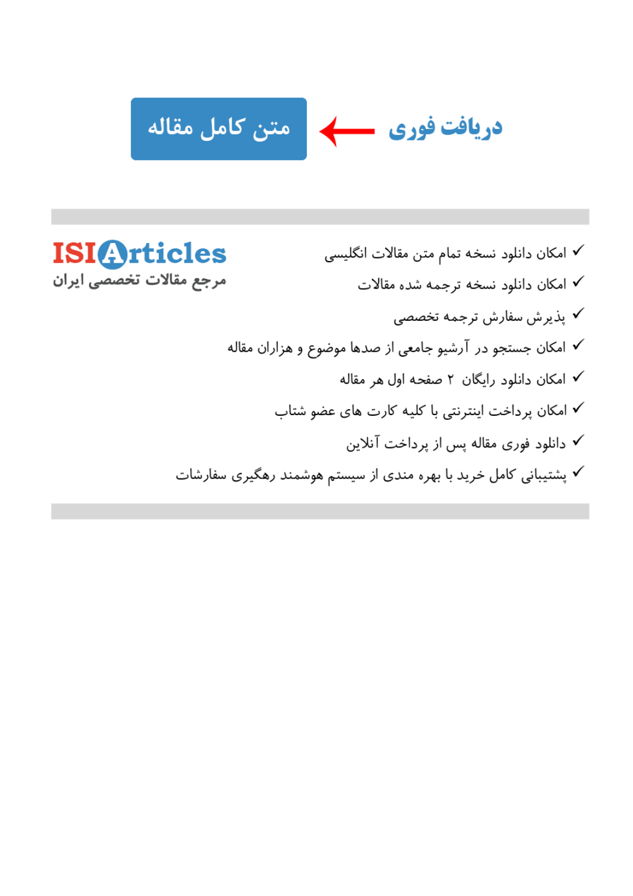دریافت فوری ← متن کامل مقاله

**ISIArticles**
مرجع مقالات تخصصی ایران

- ✓ امکان دانلود نسخه تمام متن مقالات انگلیسی
- ✓ امکان دانلود نسخه ترجمه شده مقالات
- ✓ پذیرش سفارش ترجمه تخصصی
- ✓ امکان جستجو در آرشیو جامعی از صدها موضوع و هزاران مقاله
- ✓ امکان دانلود رایگان ۲ صفحه اول هر مقاله
- ✓ امکان پرداخت اینترنتی با کلیه کارت های عضو شتاب
- ✓ دانلود فوری مقاله پس از پرداخت آنلاین
- ✓ پشتیبانی کامل خرید با بهره مندی از سیستم هوشمند رهگیری سفارشات